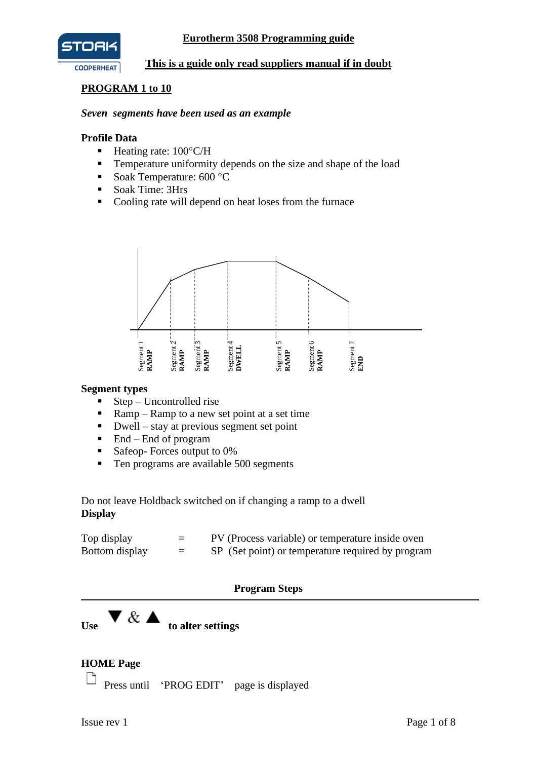**Eurotherm 3508 Programming guide**

**This is a guide only read suppliers manual if in doubt**

## PROGRAM 1 to 10

***Seven segments have been used as an example***

**Profile Data**

- Heating rate: 100°C/H
- Temperature uniformity depends on the size and shape of the load
- Soak Temperature: 600 °C
- Soak Time: 3Hrs
- Cooling rate will depend on heat loses from the furnace

Segment 1 **RAMP** | Segment 2 **RAMP** | Segment 3 **RAMP** | Segment 4 **DWELL** | Segment 5 **RAMP** | Segment 6 **RAMP** | Segment 7 **END**

**Segment types**

- Step – Uncontrolled rise
- Ramp – Ramp to a new set point at a set time
- Dwell – stay at previous segment set point
- End – End of program
- Safeop- Forces output to 0%
- Ten programs are available 500 segments

Do not leave Holdback switched on if changing a ramp to a dwell

**Display**

| | | |
|---|---|---|
| Top display | = | PV (Process variable) or temperature inside oven |
| Bottom display | = | SP (Set point) or temperature required by program |

**Program Steps**

**Use ▼ & ▲ to alter settings**

**HOME Page**

Press until 'PROG EDIT' page is displayed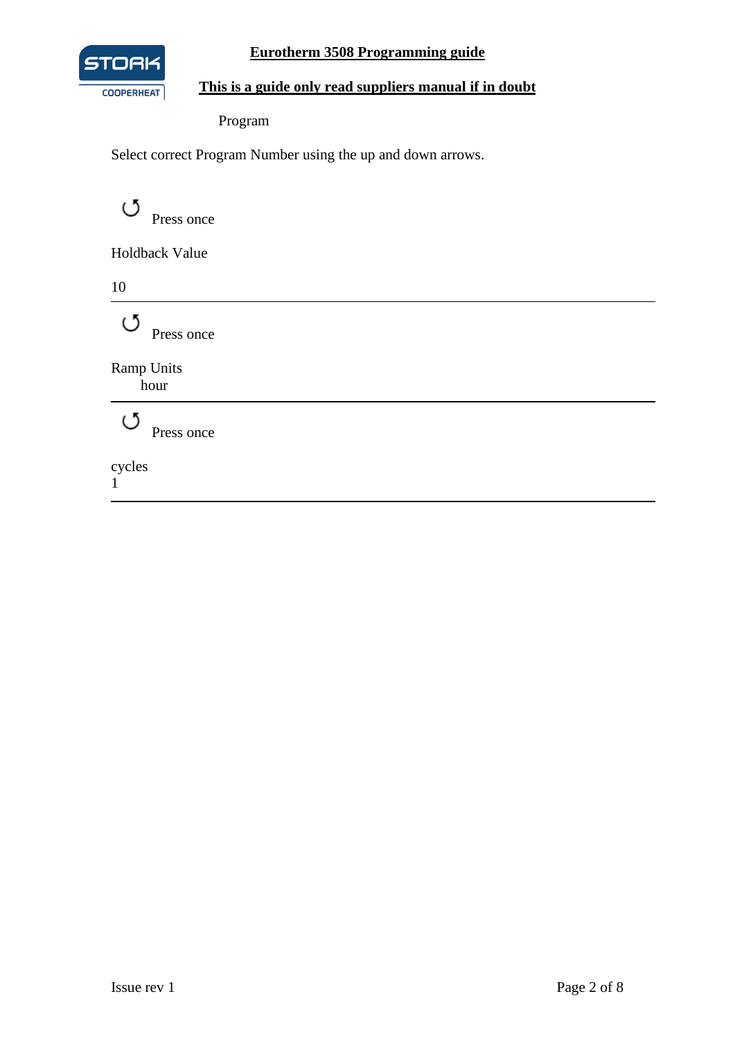Program

Select correct Program Number using the up and down arrows.

↺ Press once

Holdback Value

10

---

↺ Press once

Ramp Units
hour

---

↺ Press once

cycles
1

---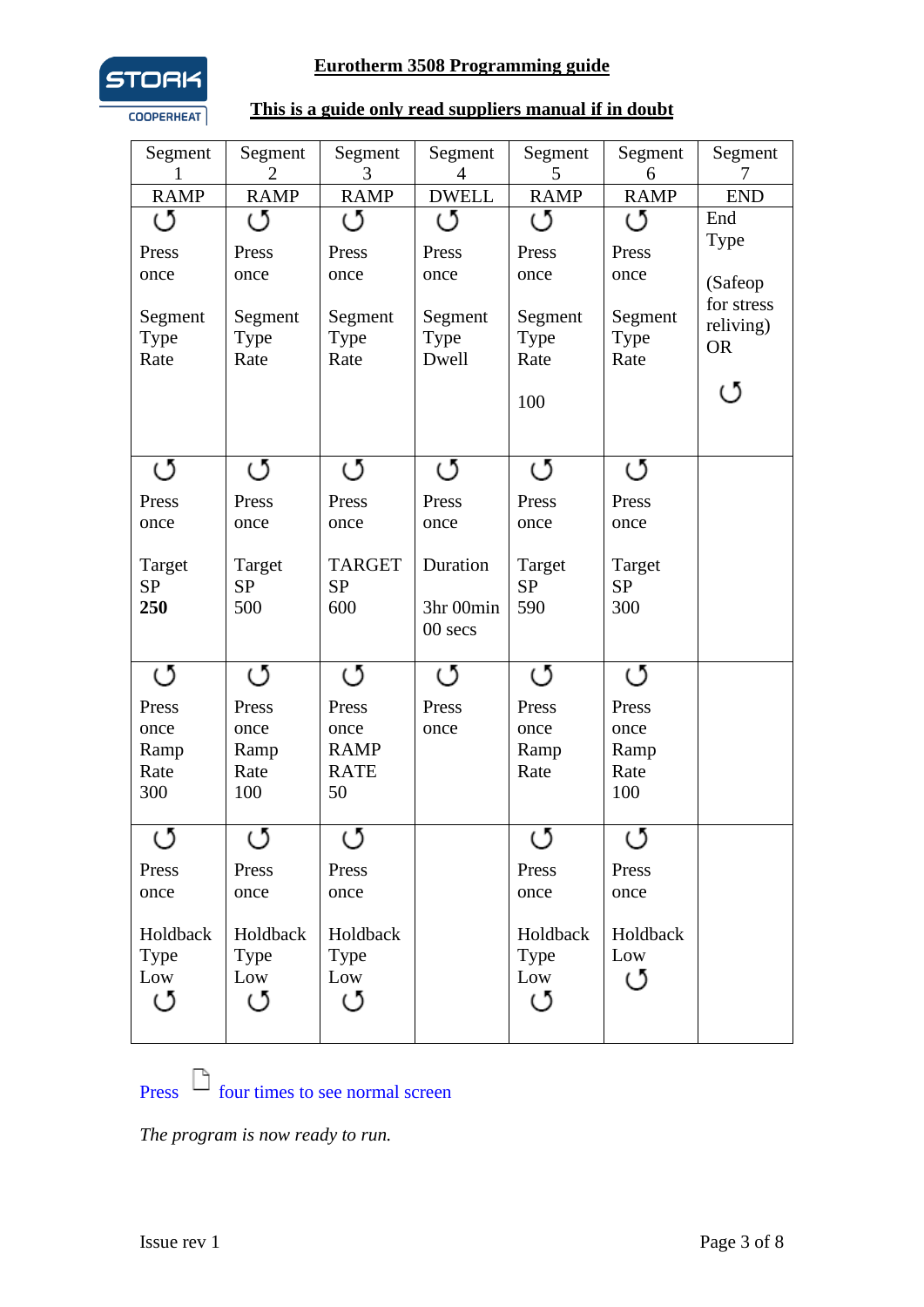**Eurotherm 3508 Programming guide**

**This is a guide only read suppliers manual if in doubt**

| Segment 1 | Segment 2 | Segment 3 | Segment 4 | Segment 5 | Segment 6 | Segment 7 |
|---|---|---|---|---|---|---|
| RAMP | RAMP | RAMP | DWELL | RAMP | RAMP | END |
| ↺ Press once<br><br>Segment Type Rate | ↺ Press once<br><br>Segment Type Rate | ↺ Press once<br><br>Segment Type Rate | ↺ Press once<br><br>Segment Type Dwell | ↺ Press once<br><br>Segment Type Rate<br><br>100 | ↺ Press once<br><br>Segment Type Rate | End Type<br><br>(Safeop for stress reliving) OR<br><br>↺ |
| ↺ Press once<br><br>Target SP **250** | ↺ Press once<br><br>Target SP 500 | ↺ Press once<br><br>TARGET SP 600 | ↺ Press once<br><br>Duration<br><br>3hr 00min 00 secs | ↺ Press once<br><br>Target SP 590 | ↺ Press once<br><br>Target SP 300 | |
| ↺ Press once Ramp Rate 300 | ↺ Press once Ramp Rate 100 | ↺ Press once RAMP RATE 50 | ↺ Press once | ↺ Press once Ramp Rate | ↺ Press once Ramp Rate 100 | |
| ↺ Press once<br><br>Holdback Type Low ↺ | ↺ Press once<br><br>Holdback Type Low ↺ | ↺ Press once<br><br>Holdback Type Low ↺ | | ↺ Press once<br><br>Holdback Type Low ↺ | ↺ Press once<br><br>Holdback Low ↺ | |

Press ▯ four times to see normal screen

*The program is now ready to run.*

Issue rev 1